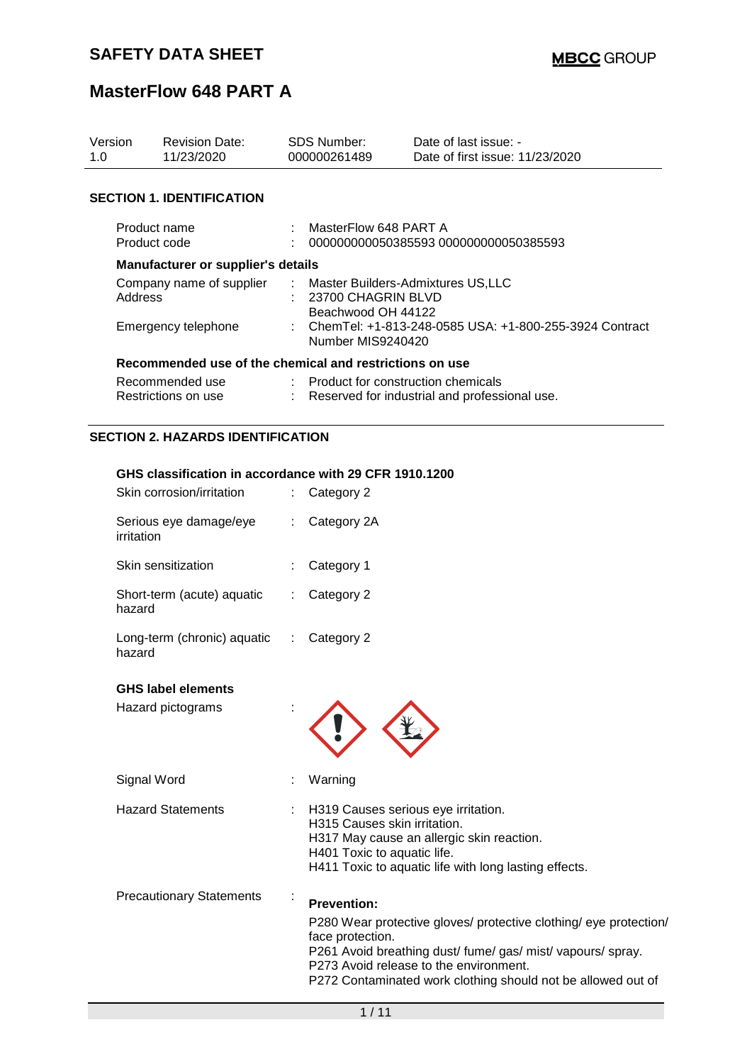# SAFETY DATA SHEET

**MBCC GROUP**

# MasterFlow 648 PART A

| Version | Revision Date: | SDS Number: | Date of last issue: - |
|---|---|---|---|
| 1.0 | 11/23/2020 | 000000261489 | Date of first issue: 11/23/2020 |

## SECTION 1. IDENTIFICATION

| | | |
|---|---|---|
| Product name | : | MasterFlow 648 PART A |
| Product code | : | 000000000050385593 000000000050385593 |

**Manufacturer or supplier's details**

| | | |
|---|---|---|
| Company name of supplier | : | Master Builders-Admixtures US,LLC |
| Address | : | 23700 CHAGRIN BLVD<br>Beachwood OH 44122 |
| Emergency telephone | : | ChemTel: +1-813-248-0585 USA: +1-800-255-3924 Contract Number MIS9240420 |

**Recommended use of the chemical and restrictions on use**

| | | |
|---|---|---|
| Recommended use | : | Product for construction chemicals |
| Restrictions on use | : | Reserved for industrial and professional use. |

## SECTION 2. HAZARDS IDENTIFICATION

**GHS classification in accordance with 29 CFR 1910.1200**

| | | |
|---|---|---|
| Skin corrosion/irritation | : | Category 2 |
| Serious eye damage/eye irritation | : | Category 2A |
| Skin sensitization | : | Category 1 |
| Short-term (acute) aquatic hazard | : | Category 2 |
| Long-term (chronic) aquatic hazard | : | Category 2 |

**GHS label elements**

Hazard pictograms :

Signal Word : Warning

Hazard Statements :
H319 Causes serious eye irritation.
H315 Causes skin irritation.
H317 May cause an allergic skin reaction.
H401 Toxic to aquatic life.
H411 Toxic to aquatic life with long lasting effects.

Precautionary Statements :

**Prevention:**

P280 Wear protective gloves/ protective clothing/ eye protection/ face protection.
P261 Avoid breathing dust/ fume/ gas/ mist/ vapours/ spray.
P273 Avoid release to the environment.
P272 Contaminated work clothing should not be allowed out of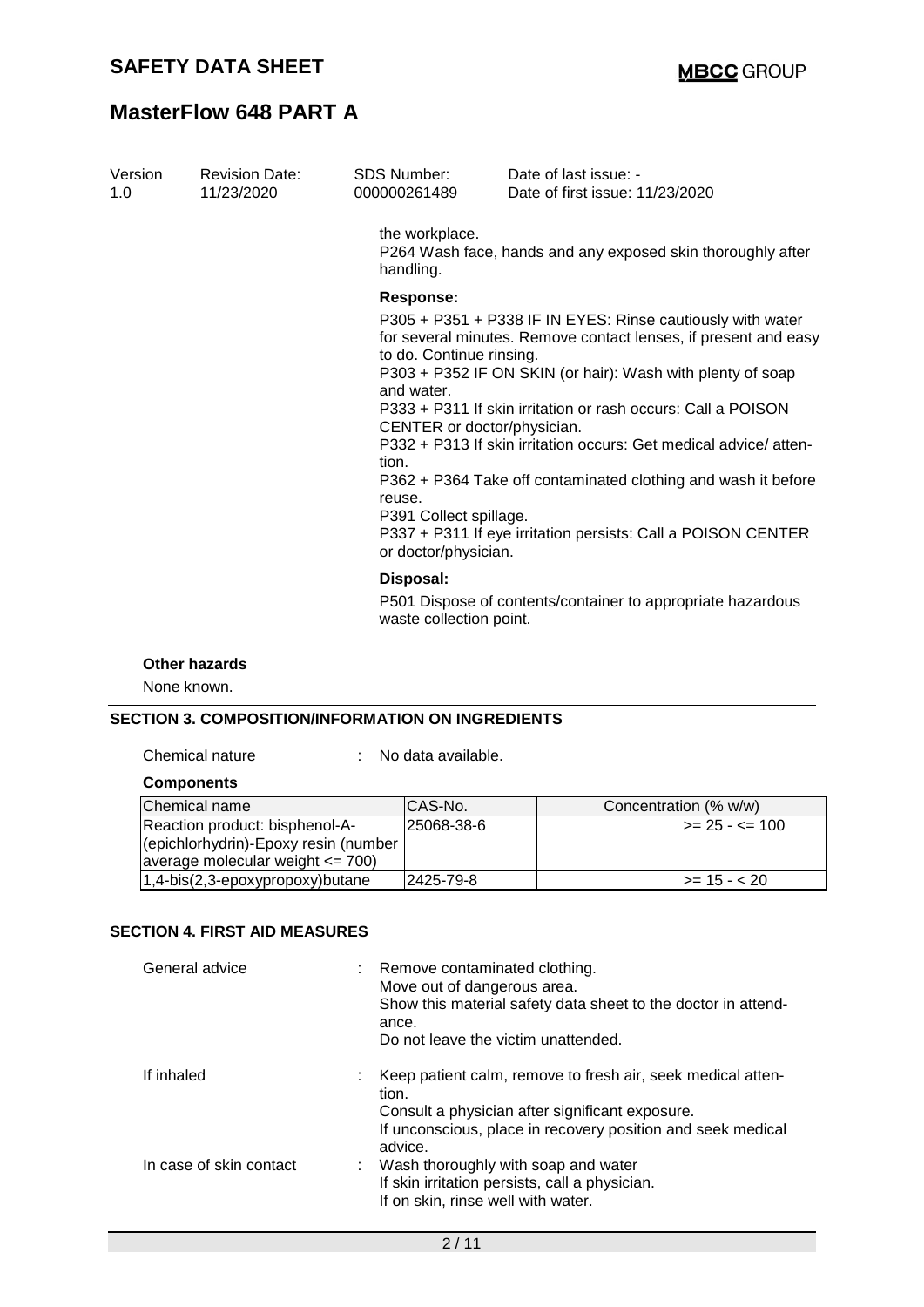the workplace.
P264 Wash face, hands and any exposed skin thoroughly after handling.

**Response:**

P305 + P351 + P338 IF IN EYES: Rinse cautiously with water for several minutes. Remove contact lenses, if present and easy to do. Continue rinsing.
P303 + P352 IF ON SKIN (or hair): Wash with plenty of soap and water.
P333 + P311 If skin irritation or rash occurs: Call a POISON CENTER or doctor/physician.
P332 + P313 If skin irritation occurs: Get medical advice/ attention.
P362 + P364 Take off contaminated clothing and wash it before reuse.
P391 Collect spillage.
P337 + P311 If eye irritation persists: Call a POISON CENTER or doctor/physician.

**Disposal:**

P501 Dispose of contents/container to appropriate hazardous waste collection point.

**Other hazards**

None known.

## SECTION 3. COMPOSITION/INFORMATION ON INGREDIENTS

Chemical nature : No data available.

**Components**

| Chemical name | CAS-No. | Concentration (% w/w) |
|---|---|---|
| Reaction product: bisphenol-A-(epichlorhydrin)-Epoxy resin (number average molecular weight <= 700) | 25068-38-6 | >= 25 - <= 100 |
| 1,4-bis(2,3-epoxypropoxy)butane | 2425-79-8 | >= 15 - < 20 |

## SECTION 4. FIRST AID MEASURES

General advice : Remove contaminated clothing.
Move out of dangerous area.
Show this material safety data sheet to the doctor in attendance.
Do not leave the victim unattended.

If inhaled : Keep patient calm, remove to fresh air, seek medical attention.
Consult a physician after significant exposure.
If unconscious, place in recovery position and seek medical advice.

In case of skin contact : Wash thoroughly with soap and water
If skin irritation persists, call a physician.
If on skin, rinse well with water.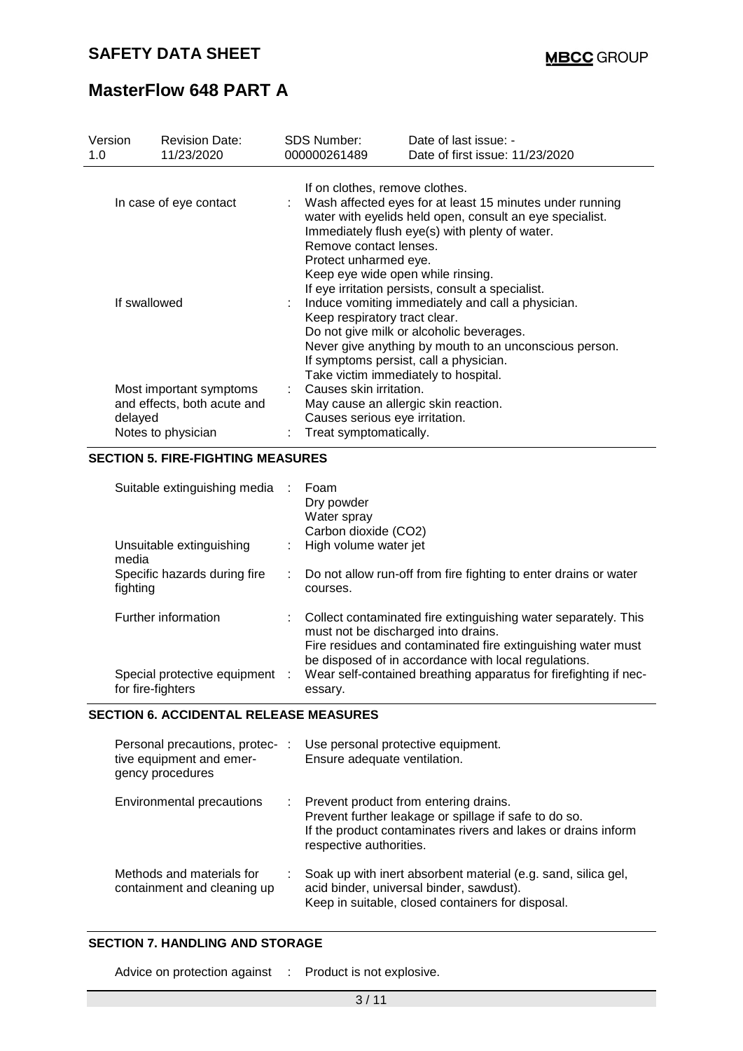| Version 1.0 | Revision Date: 11/23/2020 | SDS Number: 000000261489 | Date of last issue: - Date of first issue: 11/23/2020 |
|---|---|---|---|

| | | |
|---|---|---|
| | | If on clothes, remove clothes. |
| In case of eye contact | : | Wash affected eyes for at least 15 minutes under running water with eyelids held open, consult an eye specialist. Immediately flush eye(s) with plenty of water. Remove contact lenses. Protect unharmed eye. Keep eye wide open while rinsing. If eye irritation persists, consult a specialist. |
| If swallowed | : | Induce vomiting immediately and call a physician. Keep respiratory tract clear. Do not give milk or alcoholic beverages. Never give anything by mouth to an unconscious person. If symptoms persist, call a physician. Take victim immediately to hospital. |
| Most important symptoms and effects, both acute and delayed | : | Causes skin irritation. May cause an allergic skin reaction. Causes serious eye irritation. |
| Notes to physician | : | Treat symptomatically. |

## SECTION 5. FIRE-FIGHTING MEASURES

| | | |
|---|---|---|
| Suitable extinguishing media | : | Foam<br>Dry powder<br>Water spray<br>Carbon dioxide ($CO_2$) |
| Unsuitable extinguishing media | : | High volume water jet |
| Specific hazards during fire fighting | : | Do not allow run-off from fire fighting to enter drains or water courses. |
| Further information | : | Collect contaminated fire extinguishing water separately. This must not be discharged into drains. Fire residues and contaminated fire extinguishing water must be disposed of in accordance with local regulations. |
| Special protective equipment for fire-fighters | : | Wear self-contained breathing apparatus for firefighting if necessary. |

## SECTION 6. ACCIDENTAL RELEASE MEASURES

| | | |
|---|---|---|
| Personal precautions, protective equipment and emergency procedures | : | Use personal protective equipment. Ensure adequate ventilation. |
| Environmental precautions | : | Prevent product from entering drains. Prevent further leakage or spillage if safe to do so. If the product contaminates rivers and lakes or drains inform respective authorities. |
| Methods and materials for containment and cleaning up | : | Soak up with inert absorbent material (e.g. sand, silica gel, acid binder, universal binder, sawdust). Keep in suitable, closed containers for disposal. |

## SECTION 7. HANDLING AND STORAGE

| | | |
|---|---|---|
| Advice on protection against | : | Product is not explosive. |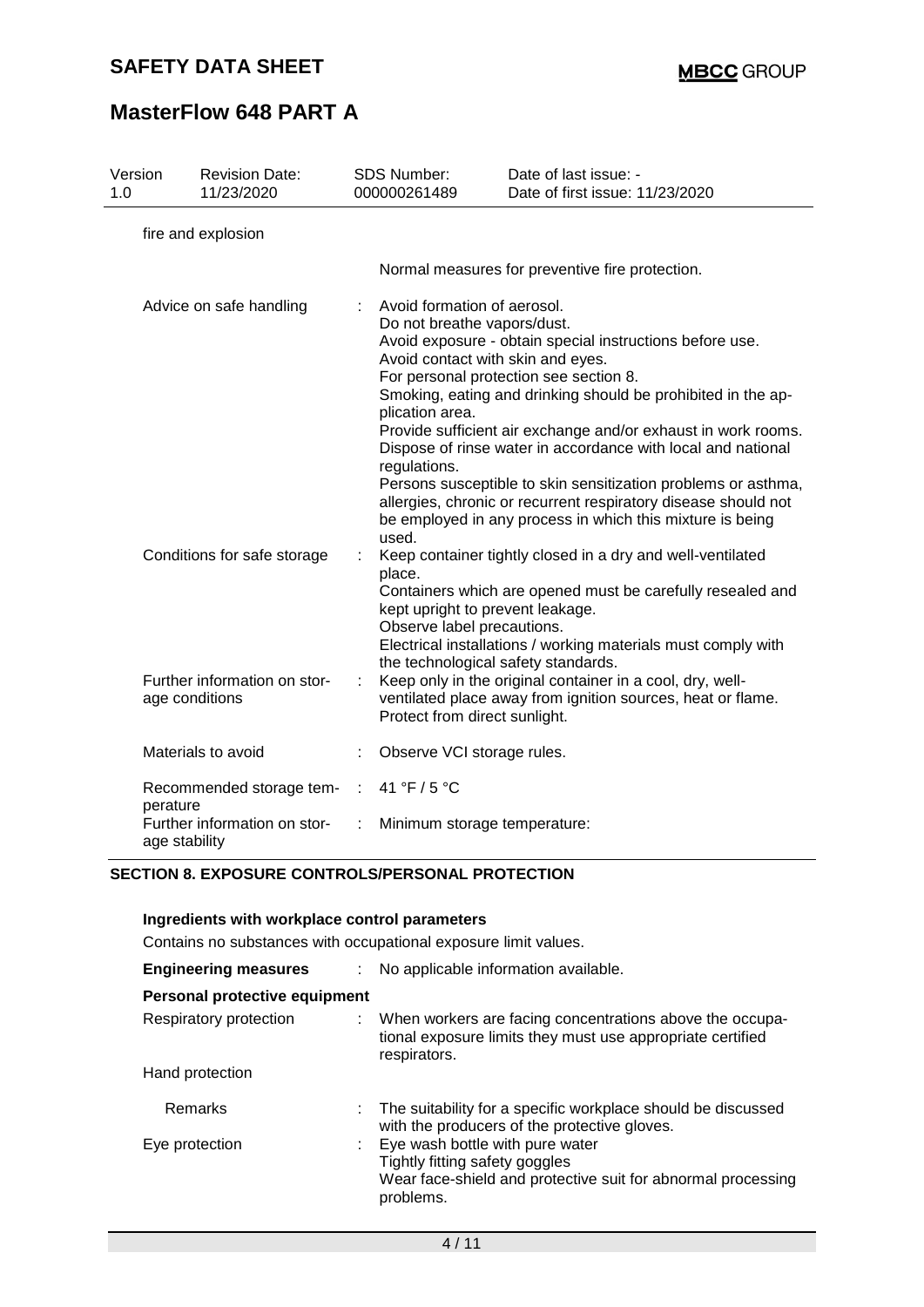fire and explosion

Normal measures for preventive fire protection.

| | |
|---|---|
| Advice on safe handling | : Avoid formation of aerosol. Do not breathe vapors/dust. Avoid exposure - obtain special instructions before use. Avoid contact with skin and eyes. For personal protection see section 8. Smoking, eating and drinking should be prohibited in the application area. Provide sufficient air exchange and/or exhaust in work rooms. Dispose of rinse water in accordance with local and national regulations. Persons susceptible to skin sensitization problems or asthma, allergies, chronic or recurrent respiratory disease should not be employed in any process in which this mixture is being used. |
| Conditions for safe storage | : Keep container tightly closed in a dry and well-ventilated place. Containers which are opened must be carefully resealed and kept upright to prevent leakage. Observe label precautions. Electrical installations / working materials must comply with the technological safety standards. |
| Further information on storage conditions | : Keep only in the original container in a cool, dry, well-ventilated place away from ignition sources, heat or flame. Protect from direct sunlight. |
| Materials to avoid | : Observe VCI storage rules. |
| Recommended storage temperature | : 41 °F / 5 °C |
| Further information on storage stability | : Minimum storage temperature: |

## SECTION 8. EXPOSURE CONTROLS/PERSONAL PROTECTION

**Ingredients with workplace control parameters**

Contains no substances with occupational exposure limit values.

**Engineering measures** : No applicable information available.

**Personal protective equipment**

| | |
|---|---|
| Respiratory protection | : When workers are facing concentrations above the occupational exposure limits they must use appropriate certified respirators. |
| Hand protection | |
| Remarks | : The suitability for a specific workplace should be discussed with the producers of the protective gloves. |
| Eye protection | : Eye wash bottle with pure water<br>Tightly fitting safety goggles<br>Wear face-shield and protective suit for abnormal processing problems. |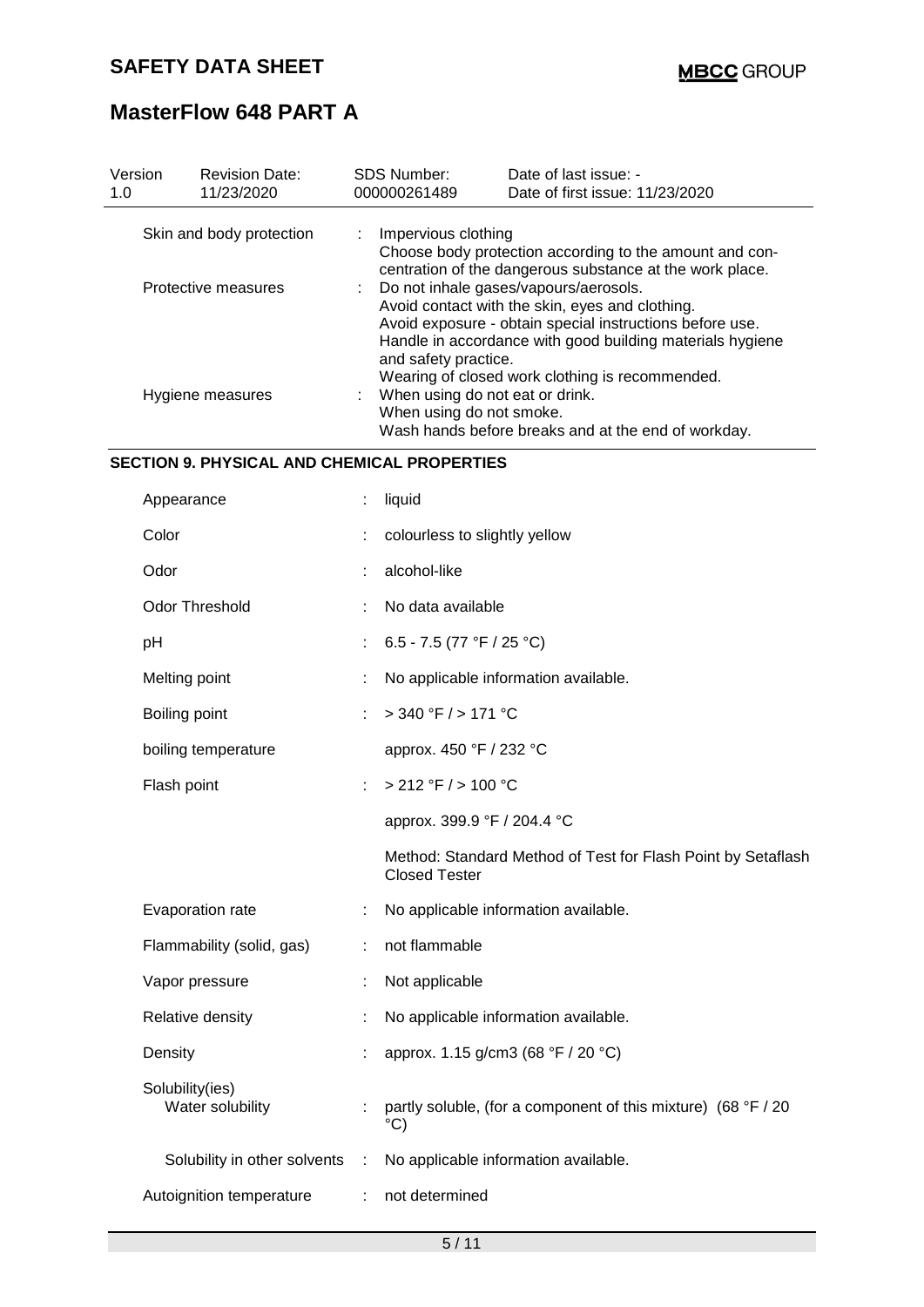| Version | Revision Date: | SDS Number: | Date of last issue: - |
|---|---|---|---|
| 1.0 | 11/23/2020 | 000000261489 | Date of first issue: 11/23/2020 |

| | | |
|---|---|---|
| Skin and body protection | : | Impervious clothing<br>Choose body protection according to the amount and concentration of the dangerous substance at the work place. |
| Protective measures | : | Do not inhale gases/vapours/aerosols.<br>Avoid contact with the skin, eyes and clothing.<br>Avoid exposure - obtain special instructions before use.<br>Handle in accordance with good building materials hygiene and safety practice.<br>Wearing of closed work clothing is recommended. |
| Hygiene measures | : | When using do not eat or drink.<br>When using do not smoke.<br>Wash hands before breaks and at the end of workday. |

## SECTION 9. PHYSICAL AND CHEMICAL PROPERTIES

| | | |
|---|---|---|
| Appearance | : | liquid |
| Color | : | colourless to slightly yellow |
| Odor | : | alcohol-like |
| Odor Threshold | : | No data available |
| pH | : | 6.5 - 7.5 (77 °F / 25 °C) |
| Melting point | : | No applicable information available. |
| Boiling point | : | > 340 °F / > 171 °C |
| boiling temperature | | approx. 450 °F / 232 °C |
| Flash point | : | > 212 °F / > 100 °C<br><br>approx. 399.9 °F / 204.4 °C<br><br>Method: Standard Method of Test for Flash Point by Setaflash Closed Tester |
| Evaporation rate | : | No applicable information available. |
| Flammability (solid, gas) | : | not flammable |
| Vapor pressure | : | Not applicable |
| Relative density | : | No applicable information available. |
| Density | : | approx. 1.15 g/cm3 (68 °F / 20 °C) |
| Solubility(ies)<br>Water solubility | : | partly soluble, (for a component of this mixture) (68 °F / 20 °C) |
| Solubility in other solvents | : | No applicable information available. |
| Autoignition temperature | : | not determined |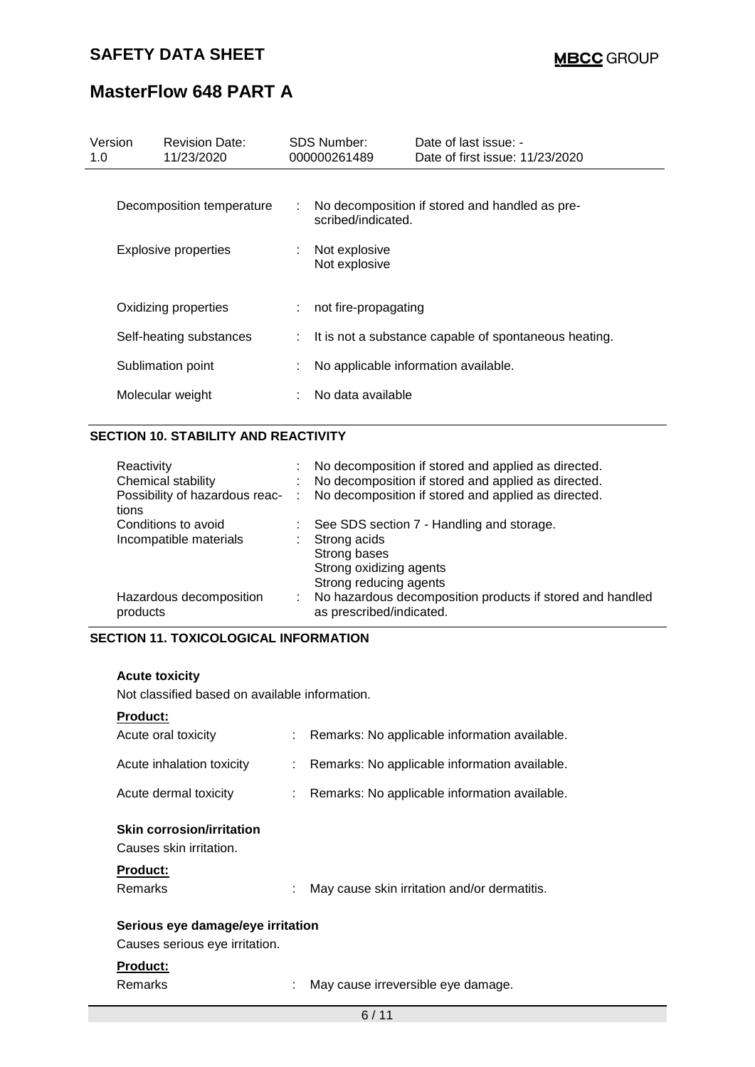| | | |
|---|---|---|
| Decomposition temperature | : | No decomposition if stored and handled as prescribed/indicated. |
| Explosive properties | : | Not explosive<br>Not explosive |
| Oxidizing properties | : | not fire-propagating |
| Self-heating substances | : | It is not a substance capable of spontaneous heating. |
| Sublimation point | : | No applicable information available. |
| Molecular weight | : | No data available |

## SECTION 10. STABILITY AND REACTIVITY

| | | |
|---|---|---|
| Reactivity | : | No decomposition if stored and applied as directed. |
| Chemical stability | : | No decomposition if stored and applied as directed. |
| Possibility of hazardous reactions | : | No decomposition if stored and applied as directed. |
| Conditions to avoid | : | See SDS section 7 - Handling and storage. |
| Incompatible materials | : | Strong acids<br>Strong bases<br>Strong oxidizing agents<br>Strong reducing agents |
| Hazardous decomposition products | : | No hazardous decomposition products if stored and handled as prescribed/indicated. |

## SECTION 11. TOXICOLOGICAL INFORMATION

**Acute toxicity**

Not classified based on available information.

**Product:**

| | | |
|---|---|---|
| Acute oral toxicity | : | Remarks: No applicable information available. |
| Acute inhalation toxicity | : | Remarks: No applicable information available. |
| Acute dermal toxicity | : | Remarks: No applicable information available. |

**Skin corrosion/irritation**

Causes skin irritation.

**Product:**

Remarks : May cause skin irritation and/or dermatitis.

**Serious eye damage/eye irritation**

Causes serious eye irritation.

**Product:**

Remarks : May cause irreversible eye damage.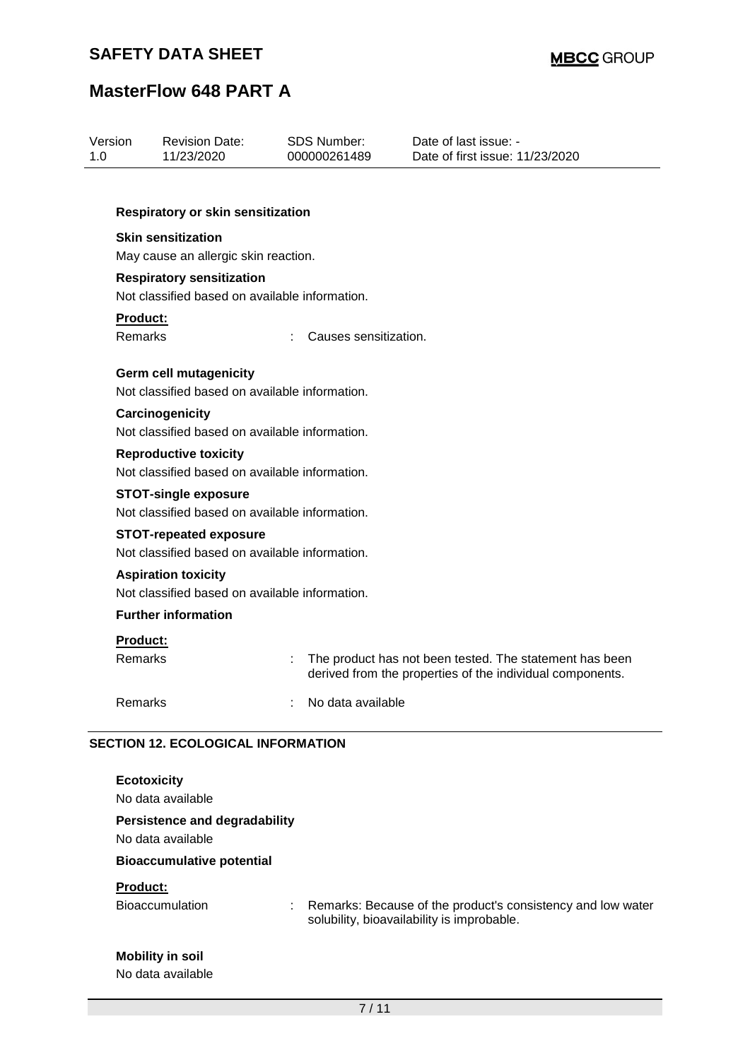**Respiratory or skin sensitization**

**Skin sensitization**

May cause an allergic skin reaction.

**Respiratory sensitization**

Not classified based on available information.

**Product:**

Remarks : Causes sensitization.

**Germ cell mutagenicity**

Not classified based on available information.

**Carcinogenicity**

Not classified based on available information.

**Reproductive toxicity**

Not classified based on available information.

**STOT-single exposure**

Not classified based on available information.

**STOT-repeated exposure**

Not classified based on available information.

**Aspiration toxicity**

Not classified based on available information.

**Further information**

**Product:**

Remarks : The product has not been tested. The statement has been derived from the properties of the individual components.

Remarks : No data available

## SECTION 12. ECOLOGICAL INFORMATION

**Ecotoxicity**

No data available

**Persistence and degradability**

No data available

**Bioaccumulative potential**

**Product:**

Bioaccumulation : Remarks: Because of the product's consistency and low water solubility, bioavailability is improbable.

**Mobility in soil**

No data available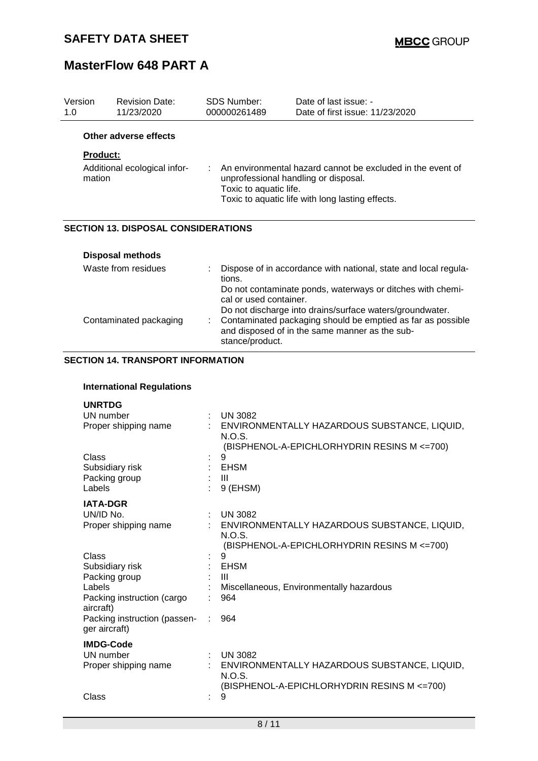| Version | Revision Date: | SDS Number: | Date of last issue: - |
| --- | --- | --- | --- |
| 1.0 | 11/23/2020 | 000000261489 | Date of first issue: 11/23/2020 |

**Other adverse effects**

**Product:**

| | |
| --- | --- |
| Additional ecological information | : An environmental hazard cannot be excluded in the event of unprofessional handling or disposal.<br>Toxic to aquatic life.<br>Toxic to aquatic life with long lasting effects. |

## SECTION 13. DISPOSAL CONSIDERATIONS

**Disposal methods**

| | |
| --- | --- |
| Waste from residues | : Dispose of in accordance with national, state and local regulations.<br>Do not contaminate ponds, waterways or ditches with chemical or used container.<br>Do not discharge into drains/surface waters/groundwater. |
| Contaminated packaging | : Contaminated packaging should be emptied as far as possible and disposed of in the same manner as the substance/product. |

## SECTION 14. TRANSPORT INFORMATION

**International Regulations**

**UNRTDG**

| | |
| --- | --- |
| UN number | : UN 3082 |
| Proper shipping name | : ENVIRONMENTALLY HAZARDOUS SUBSTANCE, LIQUID, N.O.S.<br>(BISPHENOL-A-EPICHLORHYDRIN RESINS M <=700) |
| Class | : 9 |
| Subsidiary risk | : EHSM |
| Packing group | : III |
| Labels | : 9 (EHSM) |

**IATA-DGR**

| | |
| --- | --- |
| UN/ID No. | : UN 3082 |
| Proper shipping name | : ENVIRONMENTALLY HAZARDOUS SUBSTANCE, LIQUID, N.O.S.<br>(BISPHENOL-A-EPICHLORHYDRIN RESINS M <=700) |
| Class | : 9 |
| Subsidiary risk | : EHSM |
| Packing group | : III |
| Labels | : Miscellaneous, Environmentally hazardous |
| Packing instruction (cargo aircraft) | : 964 |
| Packing instruction (passenger aircraft) | : 964 |

**IMDG-Code**

| | |
| --- | --- |
| UN number | : UN 3082 |
| Proper shipping name | : ENVIRONMENTALLY HAZARDOUS SUBSTANCE, LIQUID, N.O.S.<br>(BISPHENOL-A-EPICHLORHYDRIN RESINS M <=700) |
| Class | : 9 |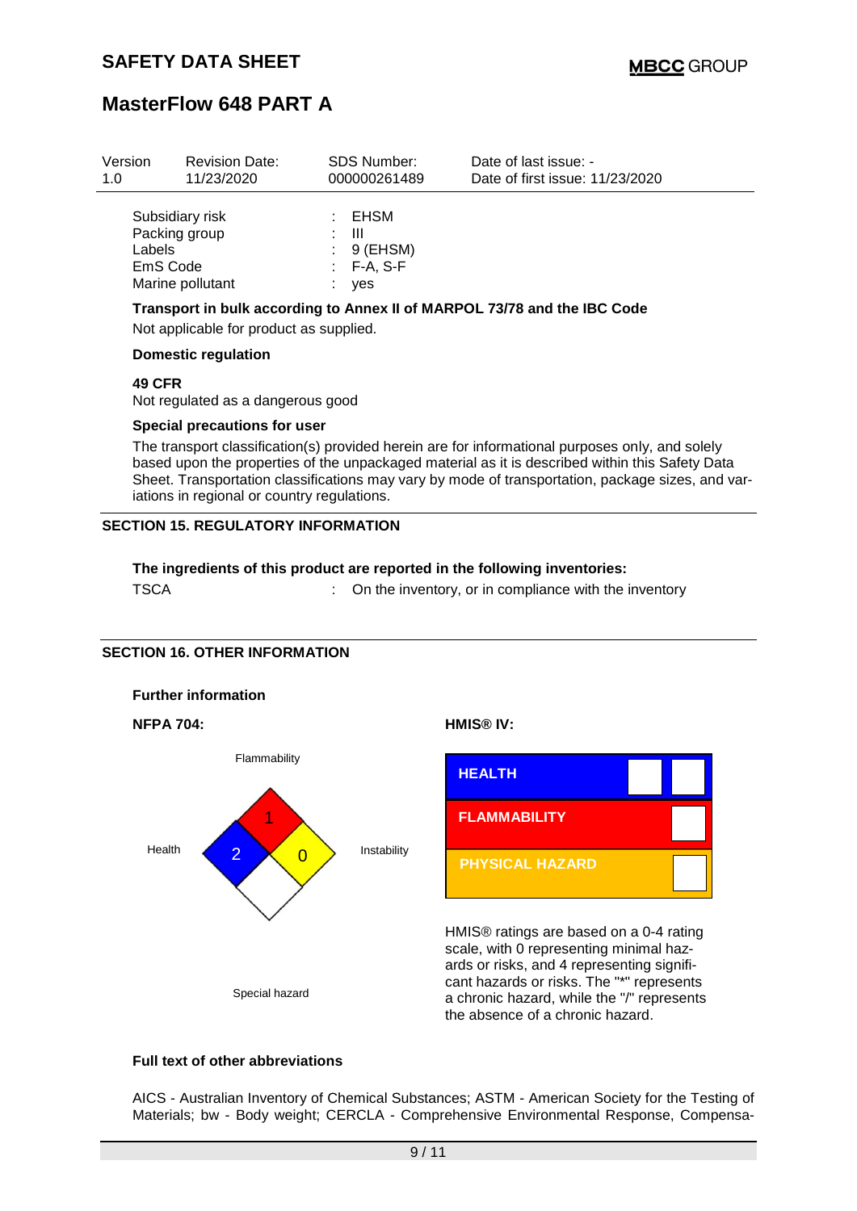| Version | Revision Date: | SDS Number: | Date of last issue: - |
| --- | --- | --- | --- |
| 1.0 | 11/23/2020 | 000000261489 | Date of first issue: 11/23/2020 |

| | | |
| --- | --- | --- |
| Subsidiary risk | : | EHSM |
| Packing group | : | III |
| Labels | : | 9 (EHSM) |
| EmS Code | : | F-A, S-F |
| Marine pollutant | : | yes |

**Transport in bulk according to Annex II of MARPOL 73/78 and the IBC Code**

Not applicable for product as supplied.

**Domestic regulation**

**49 CFR**

Not regulated as a dangerous good

**Special precautions for user**

The transport classification(s) provided herein are for informational purposes only, and solely based upon the properties of the unpackaged material as it is described within this Safety Data Sheet. Transportation classifications may vary by mode of transportation, package sizes, and variations in regional or country regulations.

## SECTION 15. REGULATORY INFORMATION

**The ingredients of this product are reported in the following inventories:**

TSCA : On the inventory, or in compliance with the inventory

## SECTION 16. OTHER INFORMATION

**Further information**

**NFPA 704:**

Flammability

1

Health

2

0

Instability

Special hazard

**HMIS® IV:**

HEALTH

FLAMMABILITY

PHYSICAL HAZARD

HMIS® ratings are based on a 0-4 rating scale, with 0 representing minimal hazards or risks, and 4 representing significant hazards or risks. The "*" represents a chronic hazard, while the "/" represents the absence of a chronic hazard.

**Full text of other abbreviations**

AICS - Australian Inventory of Chemical Substances; ASTM - American Society for the Testing of Materials; bw - Body weight; CERCLA - Comprehensive Environmental Response, Compensa-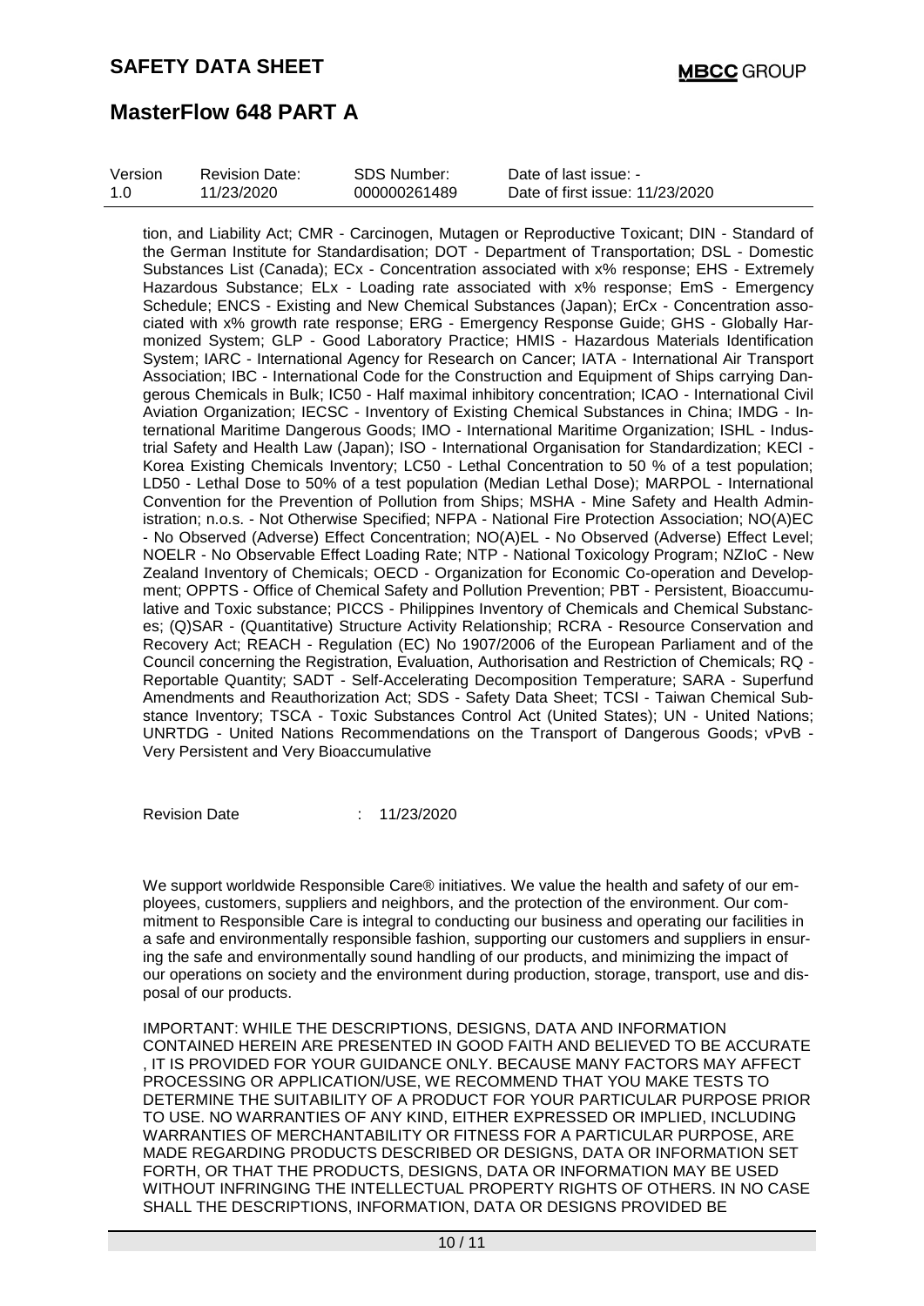tion, and Liability Act; CMR - Carcinogen, Mutagen or Reproductive Toxicant; DIN - Standard of the German Institute for Standardisation; DOT - Department of Transportation; DSL - Domestic Substances List (Canada); ECx - Concentration associated with x% response; EHS - Extremely Hazardous Substance; ELx - Loading rate associated with x% response; EmS - Emergency Schedule; ENCS - Existing and New Chemical Substances (Japan); ErCx - Concentration associated with x% growth rate response; ERG - Emergency Response Guide; GHS - Globally Harmonized System; GLP - Good Laboratory Practice; HMIS - Hazardous Materials Identification System; IARC - International Agency for Research on Cancer; IATA - International Air Transport Association; IBC - International Code for the Construction and Equipment of Ships carrying Dangerous Chemicals in Bulk; IC50 - Half maximal inhibitory concentration; ICAO - International Civil Aviation Organization; IECSC - Inventory of Existing Chemical Substances in China; IMDG - International Maritime Dangerous Goods; IMO - International Maritime Organization; ISHL - Industrial Safety and Health Law (Japan); ISO - International Organisation for Standardization; KECI - Korea Existing Chemicals Inventory; LC50 - Lethal Concentration to 50 % of a test population; LD50 - Lethal Dose to 50% of a test population (Median Lethal Dose); MARPOL - International Convention for the Prevention of Pollution from Ships; MSHA - Mine Safety and Health Administration; n.o.s. - Not Otherwise Specified; NFPA - National Fire Protection Association; NO(A)EC - No Observed (Adverse) Effect Concentration; NO(A)EL - No Observed (Adverse) Effect Level; NOELR - No Observable Effect Loading Rate; NTP - National Toxicology Program; NZIoC - New Zealand Inventory of Chemicals; OECD - Organization for Economic Co-operation and Development; OPPTS - Office of Chemical Safety and Pollution Prevention; PBT - Persistent, Bioaccumulative and Toxic substance; PICCS - Philippines Inventory of Chemicals and Chemical Substances; (Q)SAR - (Quantitative) Structure Activity Relationship; RCRA - Resource Conservation and Recovery Act; REACH - Regulation (EC) No 1907/2006 of the European Parliament and of the Council concerning the Registration, Evaluation, Authorisation and Restriction of Chemicals; RQ - Reportable Quantity; SADT - Self-Accelerating Decomposition Temperature; SARA - Superfund Amendments and Reauthorization Act; SDS - Safety Data Sheet; TCSI - Taiwan Chemical Substance Inventory; TSCA - Toxic Substances Control Act (United States); UN - United Nations; UNRTDG - United Nations Recommendations on the Transport of Dangerous Goods; vPvB - Very Persistent and Very Bioaccumulative

Revision Date : 11/23/2020

We support worldwide Responsible Care® initiatives. We value the health and safety of our employees, customers, suppliers and neighbors, and the protection of the environment. Our commitment to Responsible Care is integral to conducting our business and operating our facilities in a safe and environmentally responsible fashion, supporting our customers and suppliers in ensuring the safe and environmentally sound handling of our products, and minimizing the impact of our operations on society and the environment during production, storage, transport, use and disposal of our products.

IMPORTANT: WHILE THE DESCRIPTIONS, DESIGNS, DATA AND INFORMATION CONTAINED HEREIN ARE PRESENTED IN GOOD FAITH AND BELIEVED TO BE ACCURATE , IT IS PROVIDED FOR YOUR GUIDANCE ONLY. BECAUSE MANY FACTORS MAY AFFECT PROCESSING OR APPLICATION/USE, WE RECOMMEND THAT YOU MAKE TESTS TO DETERMINE THE SUITABILITY OF A PRODUCT FOR YOUR PARTICULAR PURPOSE PRIOR TO USE. NO WARRANTIES OF ANY KIND, EITHER EXPRESSED OR IMPLIED, INCLUDING WARRANTIES OF MERCHANTABILITY OR FITNESS FOR A PARTICULAR PURPOSE, ARE MADE REGARDING PRODUCTS DESCRIBED OR DESIGNS, DATA OR INFORMATION SET FORTH, OR THAT THE PRODUCTS, DESIGNS, DATA OR INFORMATION MAY BE USED WITHOUT INFRINGING THE INTELLECTUAL PROPERTY RIGHTS OF OTHERS. IN NO CASE SHALL THE DESCRIPTIONS, INFORMATION, DATA OR DESIGNS PROVIDED BE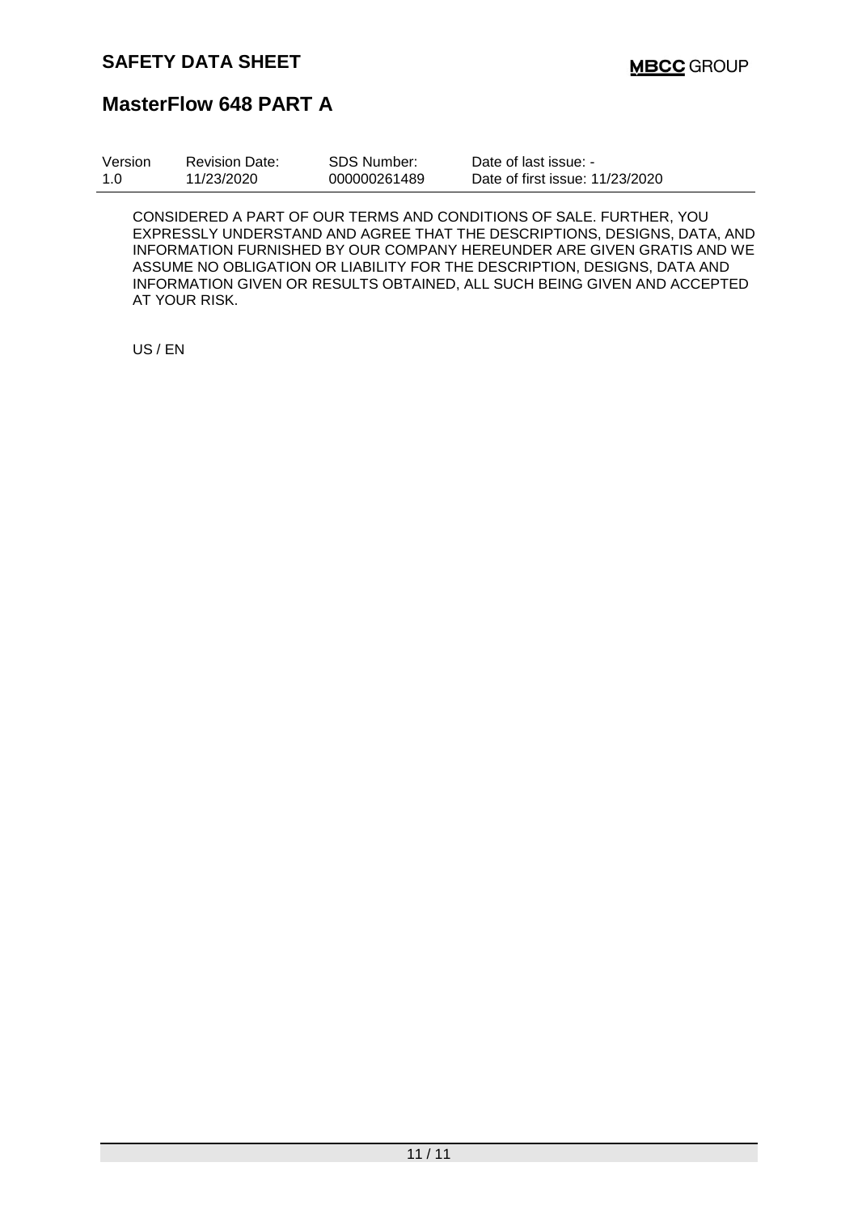CONSIDERED A PART OF OUR TERMS AND CONDITIONS OF SALE. FURTHER, YOU EXPRESSLY UNDERSTAND AND AGREE THAT THE DESCRIPTIONS, DESIGNS, DATA, AND INFORMATION FURNISHED BY OUR COMPANY HEREUNDER ARE GIVEN GRATIS AND WE ASSUME NO OBLIGATION OR LIABILITY FOR THE DESCRIPTION, DESIGNS, DATA AND INFORMATION GIVEN OR RESULTS OBTAINED, ALL SUCH BEING GIVEN AND ACCEPTED AT YOUR RISK.

US / EN